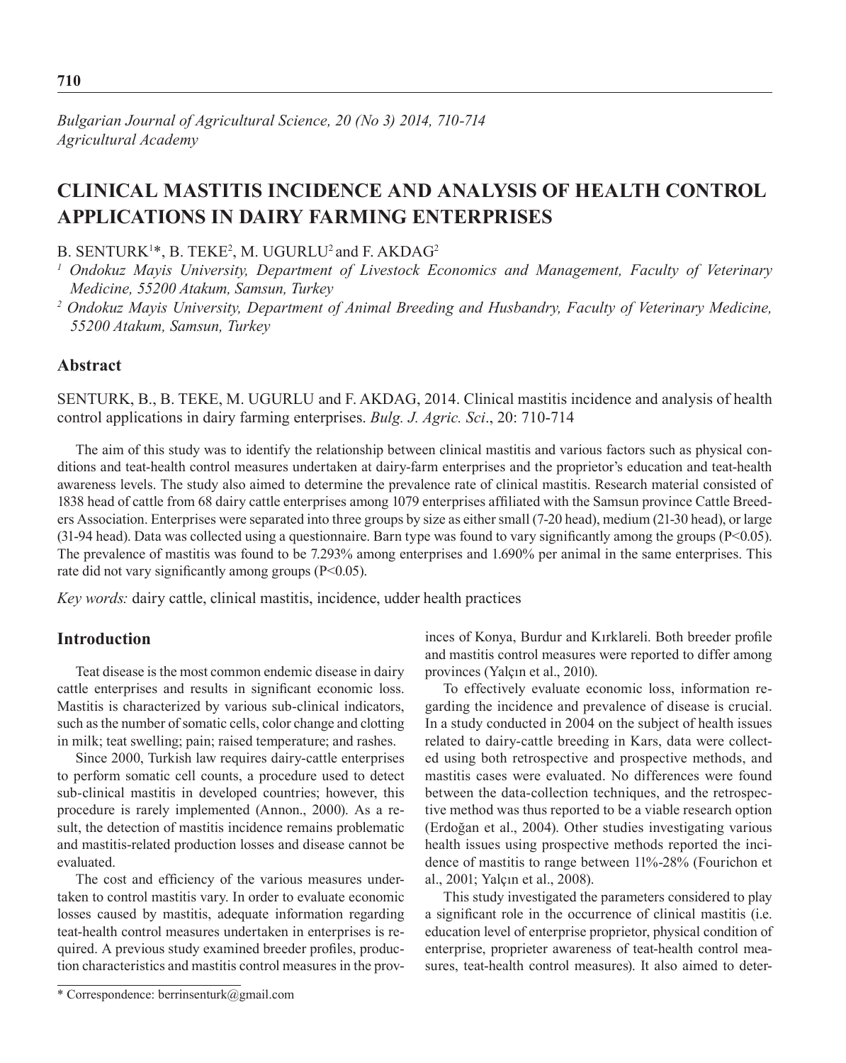# CLINICAL MASTITIS INCIDENCE AND ANALYSIS OF HEALTH CONTROL APPLICATIONS IN DAIRY FARMING ENTERPRISES

B. SENTURK[1]*, B. TEKE[2], M. UGURLU[2] and F. AKDAG[2]

[1] *Ondokuz Mayis University, Department of Livestock Economics and Management, Faculty of Veterinary Medicine, 55200 Atakum, Samsun, Turkey*

[2] *Ondokuz Mayis University, Department of Animal Breeding and Husbandry, Faculty of Veterinary Medicine, 55200 Atakum, Samsun, Turkey*

## Abstract

SENTURK, B., B. TEKE, M. UGURLU and F. AKDAG, 2014. Clinical mastitis incidence and analysis of health control applications in dairy farming enterprises. *Bulg. J. Agric. Sci*., 20: 710-714

The aim of this study was to identify the relationship between clinical mastitis and various factors such as physical conditions and teat-health control measures undertaken at dairy-farm enterprises and the proprietor's education and teat-health awareness levels. The study also aimed to determine the prevalence rate of clinical mastitis. Research material consisted of 1838 head of cattle from 68 dairy cattle enterprises among 1079 enterprises affiliated with the Samsun province Cattle Breeders Association. Enterprises were separated into three groups by size as either small (7-20 head), medium (21-30 head), or large (31-94 head). Data was collected using a questionnaire. Barn type was found to vary significantly among the groups ($P<0.05$). The prevalence of mastitis was found to be 7.293% among enterprises and 1.690% per animal in the same enterprises. This rate did not vary significantly among groups ($P<0.05$).

*Key words:* dairy cattle, clinical mastitis, incidence, udder health practices

## Introduction

Teat disease is the most common endemic disease in dairy cattle enterprises and results in significant economic loss. Mastitis is characterized by various sub-clinical indicators, such as the number of somatic cells, color change and clotting in milk; teat swelling; pain; raised temperature; and rashes.

Since 2000, Turkish law requires dairy-cattle enterprises to perform somatic cell counts, a procedure used to detect sub-clinical mastitis in developed countries; however, this procedure is rarely implemented (Annon., 2000). As a result, the detection of mastitis incidence remains problematic and mastitis-related production losses and disease cannot be evaluated.

The cost and efficiency of the various measures undertaken to control mastitis vary. In order to evaluate economic losses caused by mastitis, adequate information regarding teat-health control measures undertaken in enterprises is required. A previous study examined breeder profiles, production characteristics and mastitis control measures in the provinces of Konya, Burdur and Kırklareli. Both breeder profile and mastitis control measures were reported to differ among provinces (Yalçın et al., 2010).

To effectively evaluate economic loss, information regarding the incidence and prevalence of disease is crucial. In a study conducted in 2004 on the subject of health issues related to dairy-cattle breeding in Kars, data were collected using both retrospective and prospective methods, and mastitis cases were evaluated. No differences were found between the data-collection techniques, and the retrospective method was thus reported to be a viable research option (Erdoğan et al., 2004). Other studies investigating various health issues using prospective methods reported the incidence of mastitis to range between 11%-28% (Fourichon et al., 2001; Yalçın et al., 2008).

This study investigated the parameters considered to play a significant role in the occurrence of clinical mastitis (i.e. education level of enterprise proprietor, physical condition of enterprise, proprieter awareness of teat-health control measures, teat-health control measures). It also aimed to deter-

\* Correspondence: berrinsenturk@gmail.com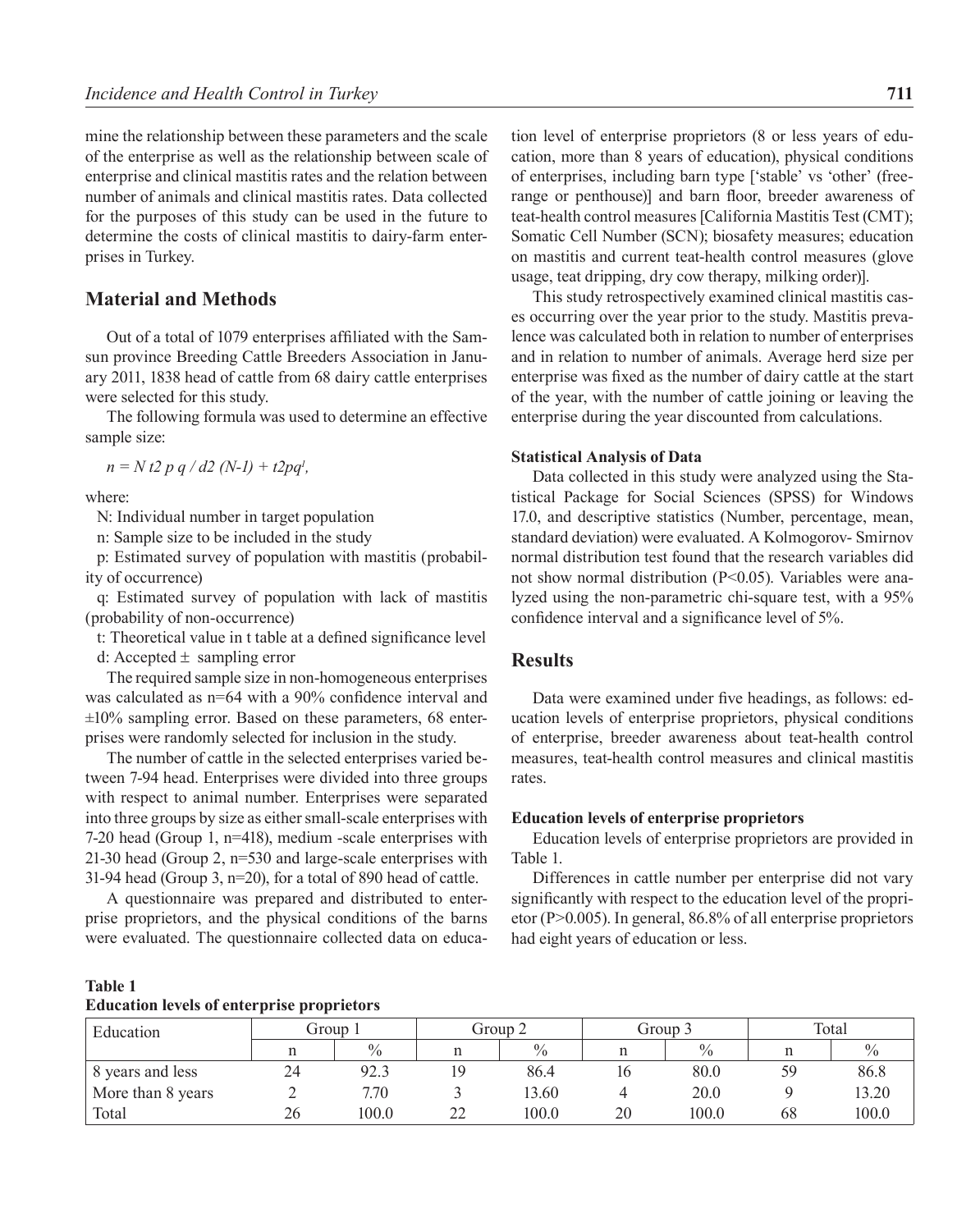mine the relationship between these parameters and the scale of the enterprise as well as the relationship between scale of enterprise and clinical mastitis rates and the relation between number of animals and clinical mastitis rates. Data collected for the purposes of this study can be used in the future to determine the costs of clinical mastitis to dairy-farm enterprises in Turkey.

## Material and Methods

Out of a total of 1079 enterprises affiliated with the Samsun province Breeding Cattle Breeders Association in January 2011, 1838 head of cattle from 68 dairy cattle enterprises were selected for this study.

The following formula was used to determine an effective sample size:

$n = N\, t2\, p\, q / d2\, (N\text{-}1) + t2pq^{l},$

where:

N: Individual number in target population

n: Sample size to be included in the study

p: Estimated survey of population with mastitis (probability of occurrence)

q: Estimated survey of population with lack of mastitis (probability of non-occurrence)

t: Theoretical value in t table at a defined significance level

d: Accepted ± sampling error

The required sample size in non-homogeneous enterprises was calculated as n=64 with a 90% confidence interval and ±10% sampling error. Based on these parameters, 68 enterprises were randomly selected for inclusion in the study.

The number of cattle in the selected enterprises varied between 7-94 head. Enterprises were divided into three groups with respect to animal number. Enterprises were separated into three groups by size as either small-scale enterprises with 7-20 head (Group 1, n=418), medium -scale enterprises with 21-30 head (Group 2, n=530 and large-scale enterprises with 31-94 head (Group 3, n=20), for a total of 890 head of cattle.

A questionnaire was prepared and distributed to enterprise proprietors, and the physical conditions of the barns were evaluated. The questionnaire collected data on education level of enterprise proprietors (8 or less years of education, more than 8 years of education), physical conditions of enterprises, including barn type ['stable' vs 'other' (free-range or penthouse)] and barn floor, breeder awareness of teat-health control measures [California Mastitis Test (CMT); Somatic Cell Number (SCN); biosafety measures; education on mastitis and current teat-health control measures (glove usage, teat dripping, dry cow therapy, milking order)].

This study retrospectively examined clinical mastitis cases occurring over the year prior to the study. Mastitis prevalence was calculated both in relation to number of enterprises and in relation to number of animals. Average herd size per enterprise was fixed as the number of dairy cattle at the start of the year, with the number of cattle joining or leaving the enterprise during the year discounted from calculations.

### Statistical Analysis of Data

Data collected in this study were analyzed using the Statistical Package for Social Sciences (SPSS) for Windows 17.0, and descriptive statistics (Number, percentage, mean, standard deviation) were evaluated. A Kolmogorov- Smirnov normal distribution test found that the research variables did not show normal distribution ($P<0.05$). Variables were analyzed using the non-parametric chi-square test, with a 95% confidence interval and a significance level of 5%.

## Results

Data were examined under five headings, as follows: education levels of enterprise proprietors, physical conditions of enterprise, breeder awareness about teat-health control measures, teat-health control measures and clinical mastitis rates.

### Education levels of enterprise proprietors

Education levels of enterprise proprietors are provided in Table 1.

Differences in cattle number per enterprise did not vary significantly with respect to the education level of the proprietor ($P>0.005$). In general, 86.8% of all enterprise proprietors had eight years of education or less.

**Table 1**
**Education levels of enterprise proprietors**

| Education | Group 1 | | Group 2 | | Group 3 | | Total | |
|---|---|---|---|---|---|---|---|---|
| | n | % | n | % | n | % | n | % |
| 8 years and less | 24 | 92.3 | 19 | 86.4 | 16 | 80.0 | 59 | 86.8 |
| More than 8 years | 2 | 7.70 | 3 | 13.60 | 4 | 20.0 | 9 | 13.20 |
| Total | 26 | 100.0 | 22 | 100.0 | 20 | 100.0 | 68 | 100.0 |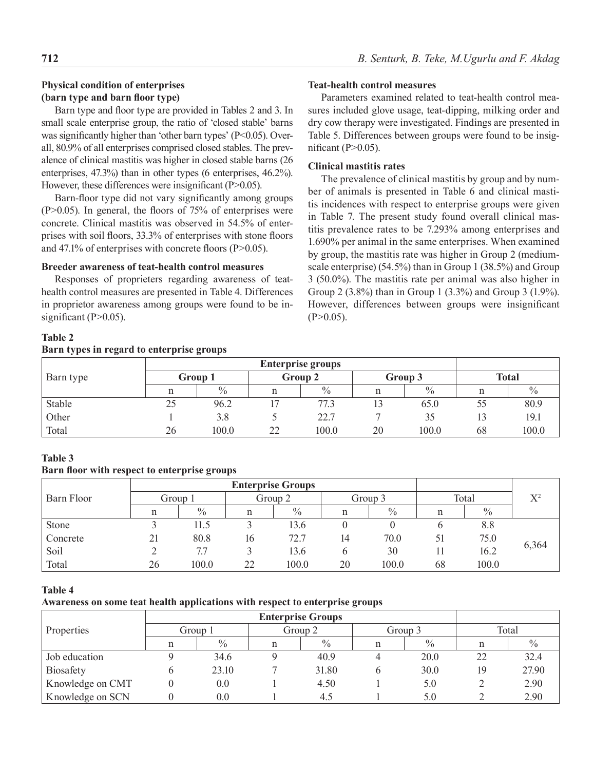### Physical condition of enterprises (barn type and barn floor type)

Barn type and floor type are provided in Tables 2 and 3. In small scale enterprise group, the ratio of 'closed stable' barns was significantly higher than 'other barn types' ($P<0.05$). Overall, 80.9% of all enterprises comprised closed stables. The prevalence of clinical mastitis was higher in closed stable barns (26 enterprises, 47.3%) than in other types (6 enterprises, 46.2%). However, these differences were insignificant ($P>0.05$).

Barn-floor type did not vary significantly among groups ($P>0.05$). In general, the floors of 75% of enterprises were concrete. Clinical mastitis was observed in 54.5% of enterprises with soil floors, 33.3% of enterprises with stone floors and 47.1% of enterprises with concrete floors ($P>0.05$).

### Breeder awareness of teat-health control measures

Responses of proprieters regarding awareness of teat-health control measures are presented in Table 4. Differences in proprietor awareness among groups were found to be insignificant ($P>0.05$).

### Teat-health control measures

Parameters examined related to teat-health control measures included glove usage, teat-dipping, milking order and dry cow therapy were investigated. Findings are presented in Table 5. Differences between groups were found to be insignificant ($P>0.05$).

### Clinical mastitis rates

The prevalence of clinical mastitis by group and by number of animals is presented in Table 6 and clinical mastitis incidences with respect to enterprise groups were given in Table 7. The present study found overall clinical mastitis prevalence rates to be 7.293% among enterprises and 1.690% per animal in the same enterprises. When examined by group, the mastitis rate was higher in Group 2 (medium-scale enterprise) (54.5%) than in Group 1 (38.5%) and Group 3 (50.0%). The mastitis rate per animal was also higher in Group 2 (3.8%) than in Group 1 (3.3%) and Group 3 (1.9%). However, differences between groups were insignificant ($P>0.05$).

**Table 2**
**Barn types in regard to enterprise groups**

| Barn type | Enterprise groups | | | | | | | |
|---|---|---|---|---|---|---|---|---|
| | **Group 1** | | **Group 2** | | **Group 3** | | **Total** | |
| | n | % | n | % | n | % | n | % |
| Stable | 25 | 96.2 | 17 | 77.3 | 13 | 65.0 | 55 | 80.9 |
| Other | 1 | 3.8 | 5 | 22.7 | 7 | 35 | 13 | 19.1 |
| Total | 26 | 100.0 | 22 | 100.0 | 20 | 100.0 | 68 | 100.0 |

**Table 3**
**Barn floor with respect to enterprise groups**

| Barn Floor | Enterprise Groups | | | | | | | | $X^2$ |
|---|---|---|---|---|---|---|---|---|---|
| | Group 1 | | Group 2 | | Group 3 | | Total | | |
| | n | % | n | % | n | % | n | % | |
| Stone | 3 | 11.5 | 3 | 13.6 | 0 | 0 | 6 | 8.8 | |
| Concrete | 21 | 80.8 | 16 | 72.7 | 14 | 70.0 | 51 | 75.0 | 6,364 |
| Soil | 2 | 7.7 | 3 | 13.6 | 6 | 30 | 11 | 16.2 | |
| Total | 26 | 100.0 | 22 | 100.0 | 20 | 100.0 | 68 | 100.0 | |

**Table 4**
**Awareness on some teat health applications with respect to enterprise groups**

| Properties | Enterprise Groups | | | | | | | |
|---|---|---|---|---|---|---|---|---|
| | Group 1 | | Group 2 | | Group 3 | | Total | |
| | n | % | n | % | n | % | n | % |
| Job education | 9 | 34.6 | 9 | 40.9 | 4 | 20.0 | 22 | 32.4 |
| Biosafety | 6 | 23.10 | 7 | 31.80 | 6 | 30.0 | 19 | 27.90 |
| Knowledge on CMT | 0 | 0.0 | 1 | 4.50 | 1 | 5.0 | 2 | 2.90 |
| Knowledge on SCN | 0 | 0.0 | 1 | 4.5 | 1 | 5.0 | 2 | 2.90 |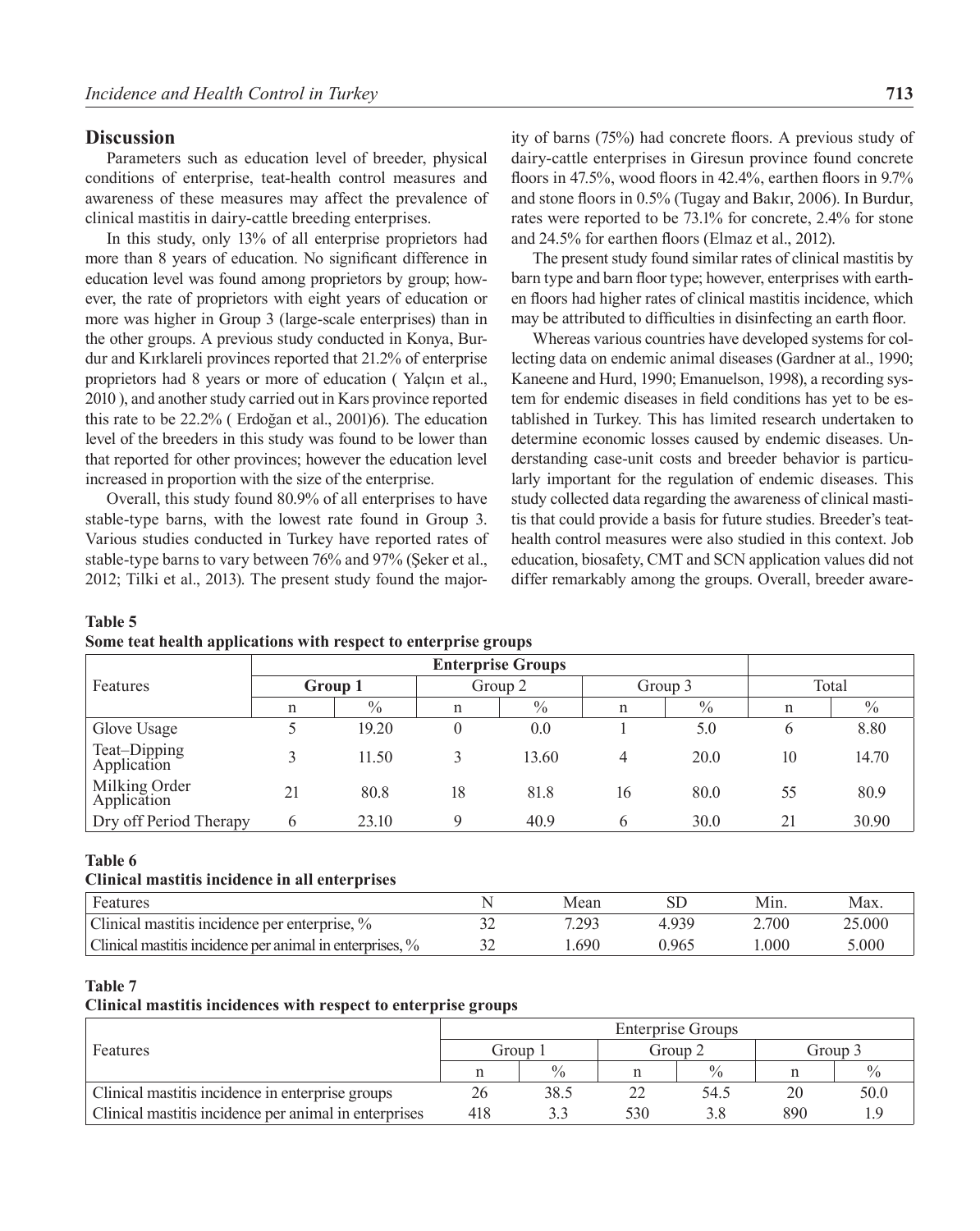## Discussion

Parameters such as education level of breeder, physical conditions of enterprise, teat-health control measures and awareness of these measures may affect the prevalence of clinical mastitis in dairy-cattle breeding enterprises.

In this study, only 13% of all enterprise proprietors had more than 8 years of education. No significant difference in education level was found among proprietors by group; however, the rate of proprietors with eight years of education or more was higher in Group 3 (large-scale enterprises) than in the other groups. A previous study conducted in Konya, Burdur and Kırklareli provinces reported that 21.2% of enterprise proprietors had 8 years or more of education ( Yalçın et al., 2010 ), and another study carried out in Kars province reported this rate to be 22.2% ( Erdoğan et al., 2001)6). The education level of the breeders in this study was found to be lower than that reported for other provinces; however the education level increased in proportion with the size of the enterprise.

Overall, this study found 80.9% of all enterprises to have stable-type barns, with the lowest rate found in Group 3. Various studies conducted in Turkey have reported rates of stable-type barns to vary between 76% and 97% (Şeker et al., 2012; Tilki et al., 2013). The present study found the majority of barns (75%) had concrete floors. A previous study of dairy-cattle enterprises in Giresun province found concrete floors in 47.5%, wood floors in 42.4%, earthen floors in 9.7% and stone floors in 0.5% (Tugay and Bakır, 2006). In Burdur, rates were reported to be 73.1% for concrete, 2.4% for stone and 24.5% for earthen floors (Elmaz et al., 2012).

The present study found similar rates of clinical mastitis by barn type and barn floor type; however, enterprises with earthen floors had higher rates of clinical mastitis incidence, which may be attributed to difficulties in disinfecting an earth floor.

Whereas various countries have developed systems for collecting data on endemic animal diseases (Gardner at al., 1990; Kaneene and Hurd, 1990; Emanuelson, 1998), a recording system for endemic diseases in field conditions has yet to be established in Turkey. This has limited research undertaken to determine economic losses caused by endemic diseases. Understanding case-unit costs and breeder behavior is particularly important for the regulation of endemic diseases. This study collected data regarding the awareness of clinical mastitis that could provide a basis for future studies. Breeder's teat-health control measures were also studied in this context. Job education, biosafety, CMT and SCN application values did not differ remarkably among the groups. Overall, breeder aware-

**Table 5**
**Some teat health applications with respect to enterprise groups**

| Features | Enterprise Groups | | | | | | | |
|---|---|---|---|---|---|---|---|---|
| | **Group 1** | | Group 2 | | Group 3 | | Total | |
| | n | % | n | % | n | % | n | % |
| Glove Usage | 5 | 19.20 | 0 | 0.0 | 1 | 5.0 | 6 | 8.80 |
| Teat–Dipping Application | 3 | 11.50 | 3 | 13.60 | 4 | 20.0 | 10 | 14.70 |
| Milking Order Application | 21 | 80.8 | 18 | 81.8 | 16 | 80.0 | 55 | 80.9 |
| Dry off Period Therapy | 6 | 23.10 | 9 | 40.9 | 6 | 30.0 | 21 | 30.90 |

**Table 6**
**Clinical mastitis incidence in all enterprises**

| Features | N | Mean | SD | Min. | Max. |
|---|---|---|---|---|---|
| Clinical mastitis incidence per enterprise, % | 32 | 7.293 | 4.939 | 2.700 | 25.000 |
| Clinical mastitis incidence per animal in enterprises, % | 32 | 1.690 | 0.965 | 1.000 | 5.000 |

**Table 7**
**Clinical mastitis incidences with respect to enterprise groups**

| Features | Enterprise Groups | | | | | |
|---|---|---|---|---|---|---|
| | Group 1 | | Group 2 | | Group 3 | |
| | n | % | n | % | n | % |
| Clinical mastitis incidence in enterprise groups | 26 | 38.5 | 22 | 54.5 | 20 | 50.0 |
| Clinical mastitis incidence per animal in enterprises | 418 | 3.3 | 530 | 3.8 | 890 | 1.9 |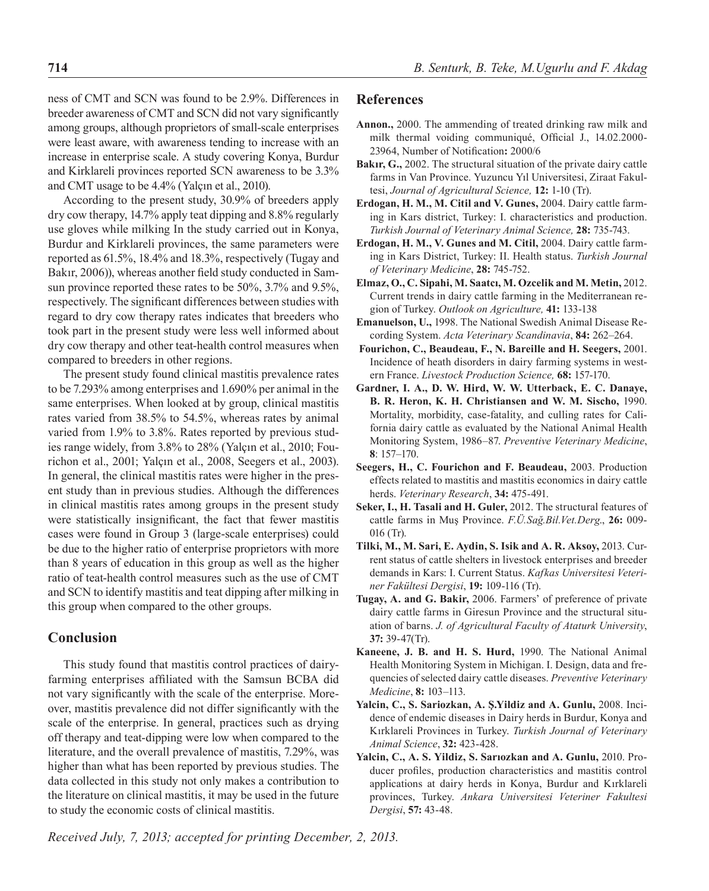ness of CMT and SCN was found to be 2.9%. Differences in breeder awareness of CMT and SCN did not vary significantly among groups, although proprietors of small-scale enterprises were least aware, with awareness tending to increase with an increase in enterprise scale. A study covering Konya, Burdur and Kirklareli provinces reported SCN awareness to be 3.3% and CMT usage to be 4.4% (Yalçın et al., 2010).

According to the present study, 30.9% of breeders apply dry cow therapy, 14.7% apply teat dipping and 8.8% regularly use gloves while milking In the study carried out in Konya, Burdur and Kirklareli provinces, the same parameters were reported as 61.5%, 18.4% and 18.3%, respectively (Tugay and Bakır, 2006)), whereas another field study conducted in Samsun province reported these rates to be 50%, 3.7% and 9.5%, respectively. The significant differences between studies with regard to dry cow therapy rates indicates that breeders who took part in the present study were less well informed about dry cow therapy and other teat-health control measures when compared to breeders in other regions.

The present study found clinical mastitis prevalence rates to be 7.293% among enterprises and 1.690% per animal in the same enterprises. When looked at by group, clinical mastitis rates varied from 38.5% to 54.5%, whereas rates by animal varied from 1.9% to 3.8%. Rates reported by previous studies range widely, from 3.8% to 28% (Yalçın et al., 2010; Fourichon et al., 2001; Yalçın et al., 2008, Seegers et al., 2003). In general, the clinical mastitis rates were higher in the present study than in previous studies. Although the differences in clinical mastitis rates among groups in the present study were statistically insignificant, the fact that fewer mastitis cases were found in Group 3 (large-scale enterprises) could be due to the higher ratio of enterprise proprietors with more than 8 years of education in this group as well as the higher ratio of teat-health control measures such as the use of CMT and SCN to identify mastitis and teat dipping after milking in this group when compared to the other groups.

## Conclusion

This study found that mastitis control practices of dairy-farming enterprises affiliated with the Samsun BCBA did not vary significantly with the scale of the enterprise. Moreover, mastitis prevalence did not differ significantly with the scale of the enterprise. In general, practices such as drying off therapy and teat-dipping were low when compared to the literature, and the overall prevalence of mastitis, 7.29%, was higher than what has been reported by previous studies. The data collected in this study not only makes a contribution to the literature on clinical mastitis, it may be used in the future to study the economic costs of clinical mastitis.

## References

**Annon.,** 2000. The ammending of treated drinking raw milk and milk thermal voiding communiqué, Official J., 14.02.2000-23964, Number of Notification**:** 2000/6

**Bakır, G.,** 2002. The structural situation of the private dairy cattle farms in Van Province. Yuzuncu Yıl Universitesi, Ziraat Fakultesi, *Journal of Agricultural Science,* **12:** 1-10 (Tr).

**Erdogan, H. M., M. Citil and V. Gunes,** 2004. Dairy cattle farming in Kars district, Turkey: I. characteristics and production. *Turkish Journal of Veterinary Animal Science,* **28:** 735-743.

**Erdogan, H. M., V. Gunes and M. Citil,** 2004. Dairy cattle farming in Kars District, Turkey: II. Health status. *Turkish Journal of Veterinary Medicine*, **28:** 745-752.

**Elmaz, O., C. Sipahi, M. Saatcı, M. Ozcelik and M. Metin,** 2012. Current trends in dairy cattle farming in the Mediterranean region of Turkey. *Outlook on Agriculture,* **41:** 133-138

**Emanuelson, U.,** 1998. The National Swedish Animal Disease Recording System. *Acta Veterinary Scandinavia*, **84:** 262–264.

**Fourichon, C., Beaudeau, F., N. Bareille and H. Seegers,** 2001. Incidence of heath disorders in dairy farming systems in western France. *Livestock Production Science,* **68:** 157-170.

**Gardner, I. A., D. W. Hird, W. W. Utterback, E. C. Danaye, B. R. Heron, K. H. Christiansen and W. M. Sischo,** 1990. Mortality, morbidity, case-fatality, and culling rates for California dairy cattle as evaluated by the National Animal Health Monitoring System, 1986–87. *Preventive Veterinary Medicine*, **8**: 157–170.

**Seegers, H., C. Fourichon and F. Beaudeau,** 2003. Production effects related to mastitis and mastitis economics in dairy cattle herds. *Veterinary Research*, **34:** 475-491.

**Seker, I., H. Tasali and H. Guler,** 2012. The structural features of cattle farms in Muş Province. *F.Ü.Sağ.Bil.Vet.Derg*., **26:** 009-016 (Tr).

**Tilki, M., M. Sari, E. Aydin, S. Isik and A. R. Aksoy,** 2013. Current status of cattle shelters in livestock enterprises and breeder demands in Kars: I. Current Status. *Kafkas Universitesi Veteriner Fakültesi Dergisi*, **19:** 109-116 (Tr).

**Tugay, A. and G. Bakir,** 2006. Farmers' of preference of private dairy cattle farms in Giresun Province and the structural situation of barns. *J. of Agricultural Faculty of Ataturk University*, **37:** 39-47(Tr).

**Kaneene, J. B. and H. S. Hurd,** 1990. The National Animal Health Monitoring System in Michigan. I. Design, data and frequencies of selected dairy cattle diseases. *Preventive Veterinary Medicine*, **8:** 103–113.

**Yalcin, C., S. Sariozkan, A. Ş.Yildiz and A. Gunlu,** 2008. Incidence of endemic diseases in Dairy herds in Burdur, Konya and Kırklareli Provinces in Turkey. *Turkish Journal of Veterinary Animal Science*, **32:** 423-428.

**Yalcin, C., A. S. Yildiz, S. Sarıozkan and A. Gunlu,** 2010. Producer profiles, production characteristics and mastitis control applications at dairy herds in Konya, Burdur and Kırklareli provinces, Turkey. *Ankara Universitesi Veteriner Fakultesi Dergisi*, **57:** 43-48.

*Received July, 7, 2013; accepted for printing December, 2, 2013.*